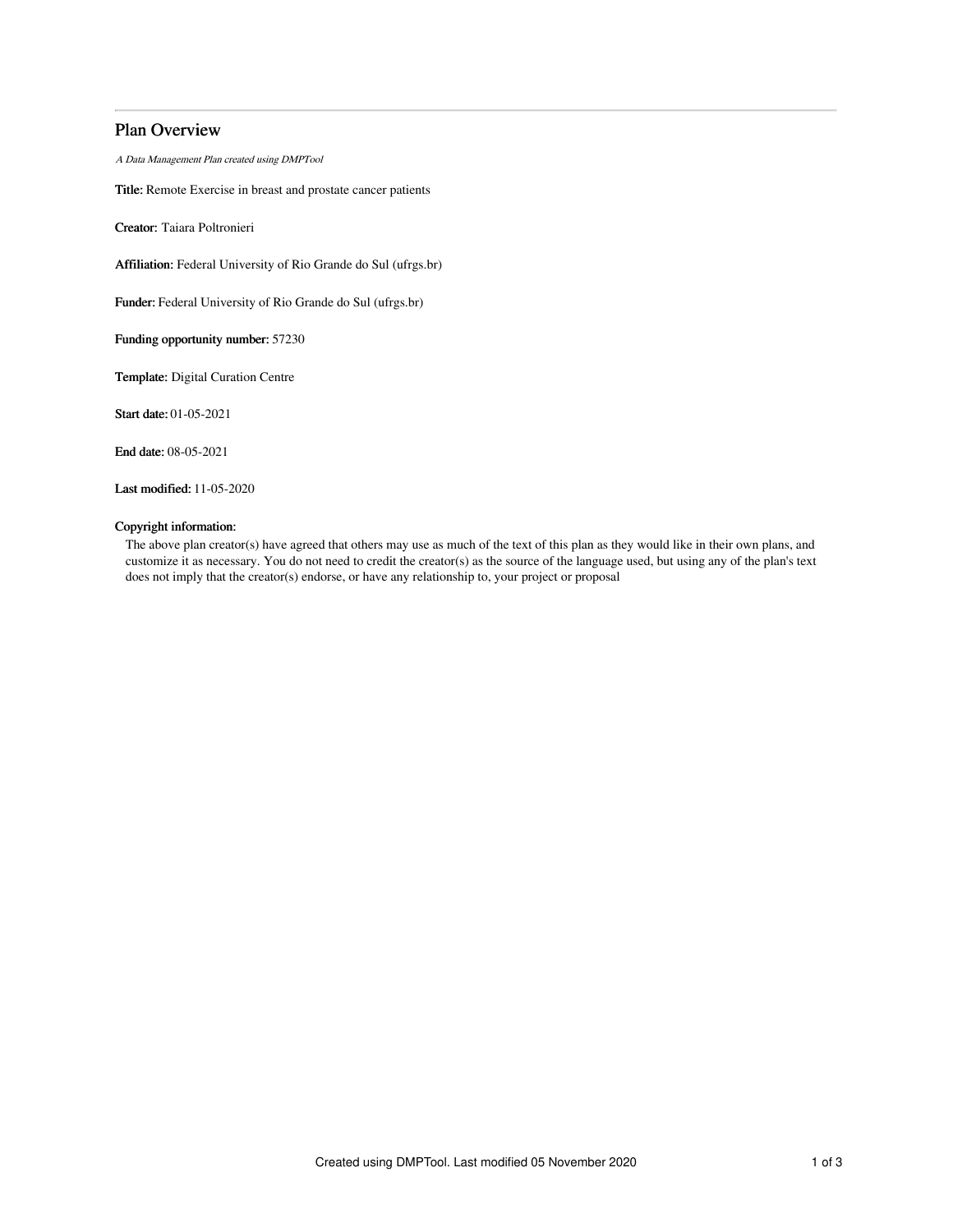# Plan Overview

*A Data Management Plan created using DMPTool*

**Title:** Remote Exercise in breast and prostate cancer patients

**Creator:** Taiara Poltronieri

**Affiliation:** Federal University of Rio Grande do Sul (ufrgs.br)

**Funder:** Federal University of Rio Grande do Sul (ufrgs.br)

**Funding opportunity number:** 57230

**Template:** Digital Curation Centre

**Start date:** 01-05-2021

**End date:** 08-05-2021

**Last modified:** 11-05-2020

**Copyright information:**

The above plan creator(s) have agreed that others may use as much of the text of this plan as they would like in their own plans, and customize it as necessary. You do not need to credit the creator(s) as the source of the language used, but using any of the plan's text does not imply that the creator(s) endorse, or have any relationship to, your project or proposal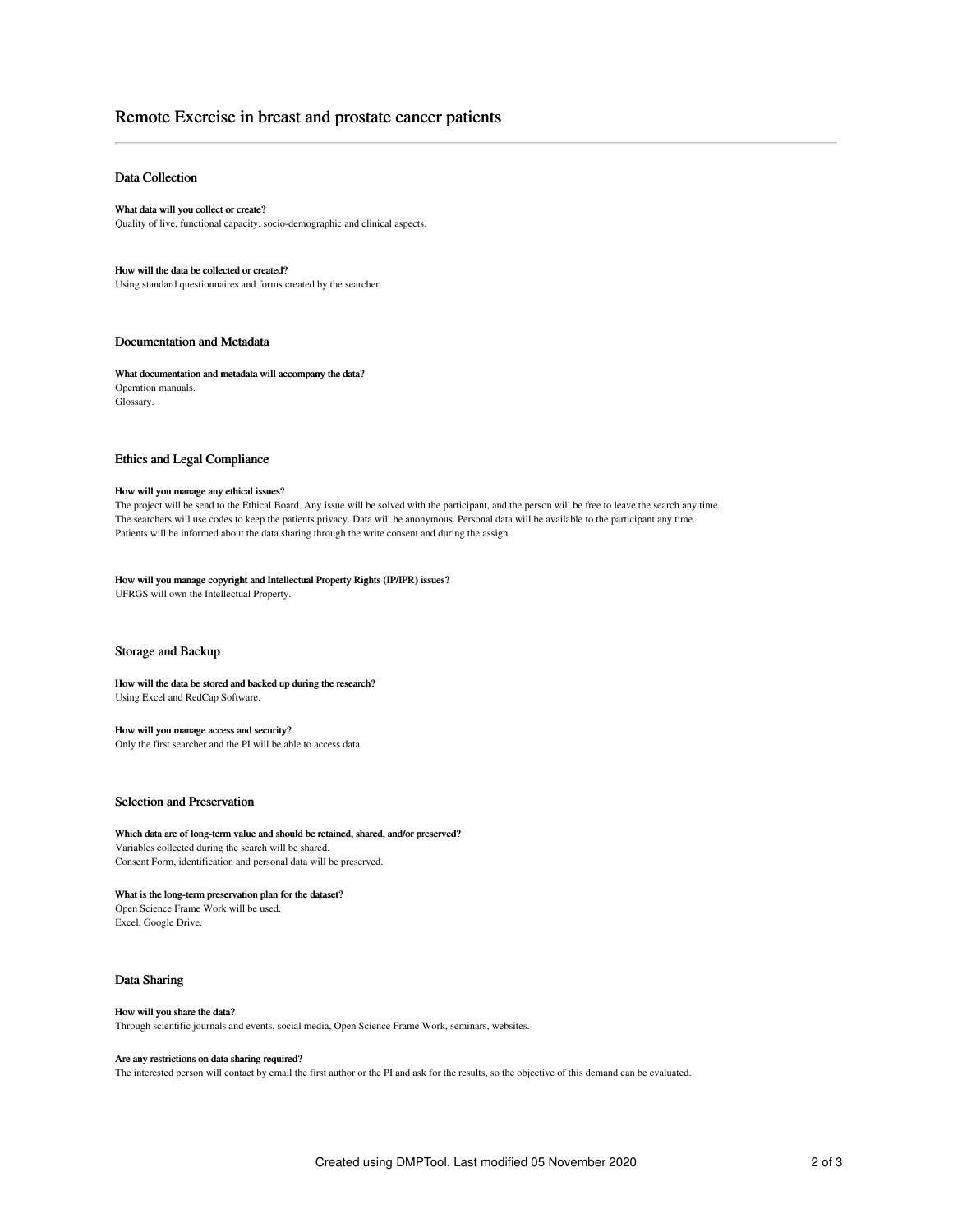# Remote Exercise in breast and prostate cancer patients

## Data Collection

### What data will you collect or create?

Quality of live, functional capacity, socio-demographic and clinical aspects.

### How will the data be collected or created?

Using standard questionnaires and forms created by the searcher.

## Documentation and Metadata

### What documentation and metadata will accompany the data?

Operation manuals.
Glossary.

## Ethics and Legal Compliance

### How will you manage any ethical issues?

The project will be send to the Ethical Board. Any issue will be solved with the participant, and the person will be free to leave the search any time.
The searchers will use codes to keep the patients privacy. Data will be anonymous. Personal data will be available to the participant any time.
Patients will be informed about the data sharing through the write consent and during the assign.

### How will you manage copyright and Intellectual Property Rights (IP/IPR) issues?

UFRGS will own the Intellectual Property.

## Storage and Backup

### How will the data be stored and backed up during the research?

Using Excel and RedCap Software.

### How will you manage access and security?

Only the first searcher and the PI will be able to access data.

## Selection and Preservation

### Which data are of long-term value and should be retained, shared, and/or preserved?

Variables collected during the search will be shared.
Consent Form, identification and personal data will be preserved.

### What is the long-term preservation plan for the dataset?

Open Science Frame Work will be used.
Excel, Google Drive.

## Data Sharing

### How will you share the data?

Through scientific journals and events, social media, Open Science Frame Work, seminars, websites.

### Are any restrictions on data sharing required?

The interested person will contact by email the first author or the PI and ask for the results, so the objective of this demand can be evaluated.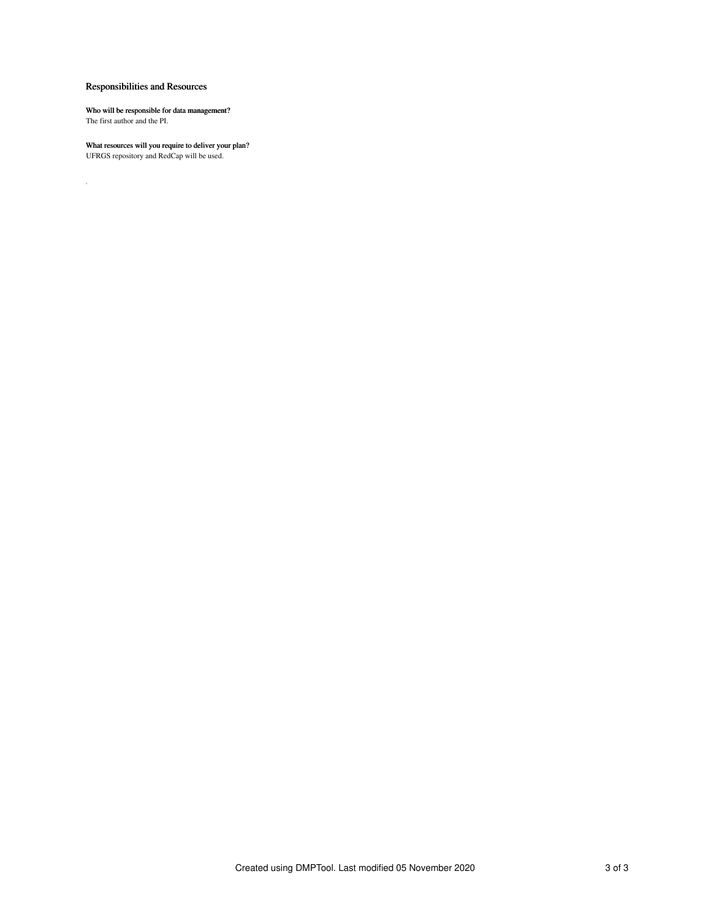## Responsibilities and Resources

**Who will be responsible for data management?**
The first author and the PI.

**What resources will you require to deliver your plan?**
UFRGS repository and RedCap will be used.